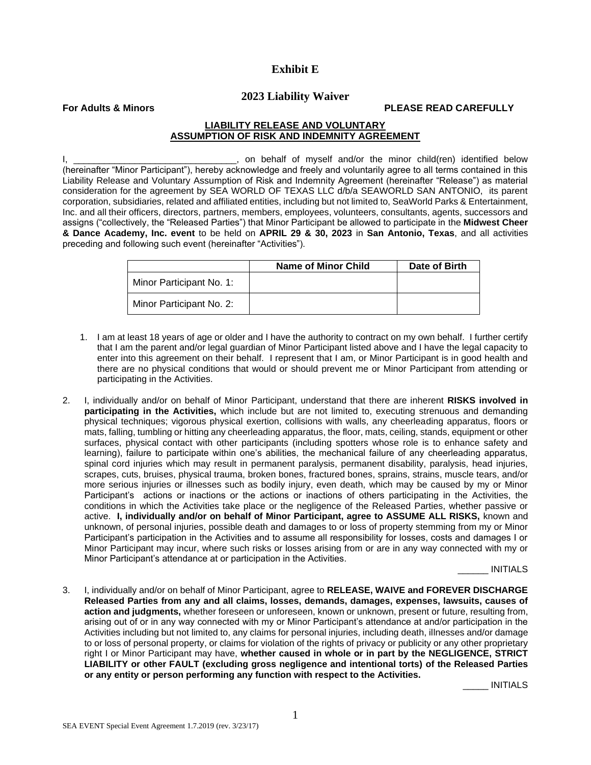# Exhibit E

## 2023 Liability Waiver

**For Adults & Minors** **PLEASE READ CAREFULLY**

**LIABILITY RELEASE AND VOLUNTARY ASSUMPTION OF RISK AND INDEMNITY AGREEMENT**

I, ________________________________, on behalf of myself and/or the minor child(ren) identified below (hereinafter "Minor Participant"), hereby acknowledge and freely and voluntarily agree to all terms contained in this Liability Release and Voluntary Assumption of Risk and Indemnity Agreement (hereinafter "Release") as material consideration for the agreement by SEA WORLD OF TEXAS LLC d/b/a SEAWORLD SAN ANTONIO, its parent corporation, subsidiaries, related and affiliated entities, including but not limited to, SeaWorld Parks & Entertainment, Inc. and all their officers, directors, partners, members, employees, volunteers, consultants, agents, successors and assigns ("collectively, the "Released Parties") that Minor Participant be allowed to participate in the **Midwest Cheer & Dance Academy, Inc. event** to be held on **APRIL 29 & 30, 2023** in **San Antonio, Texas**, and all activities preceding and following such event (hereinafter "Activities").

| | Name of Minor Child | Date of Birth |
|---|---|---|
| Minor Participant No. 1: | | |
| Minor Participant No. 2: | | |

1. I am at least 18 years of age or older and I have the authority to contract on my own behalf. I further certify that I am the parent and/or legal guardian of Minor Participant listed above and I have the legal capacity to enter into this agreement on their behalf. I represent that I am, or Minor Participant is in good health and there are no physical conditions that would or should prevent me or Minor Participant from attending or participating in the Activities.

2. I, individually and/or on behalf of Minor Participant, understand that there are inherent **RISKS involved in participating in the Activities,** which include but are not limited to, executing strenuous and demanding physical techniques; vigorous physical exertion, collisions with walls, any cheerleading apparatus, floors or mats, falling, tumbling or hitting any cheerleading apparatus, the floor, mats, ceiling, stands, equipment or other surfaces, physical contact with other participants (including spotters whose role is to enhance safety and learning), failure to participate within one's abilities, the mechanical failure of any cheerleading apparatus, spinal cord injuries which may result in permanent paralysis, permanent disability, paralysis, head injuries, scrapes, cuts, bruises, physical trauma, broken bones, fractured bones, sprains, strains, muscle tears, and/or more serious injuries or illnesses such as bodily injury, even death, which may be caused by my or Minor Participant's actions or inactions or the actions or inactions of others participating in the Activities, the conditions in which the Activities take place or the negligence of the Released Parties, whether passive or active. **I, individually and/or on behalf of Minor Participant, agree to ASSUME ALL RISKS,** known and unknown, of personal injuries, possible death and damages to or loss of property stemming from my or Minor Participant's participation in the Activities and to assume all responsibility for losses, costs and damages I or Minor Participant may incur, where such risks or losses arising from or are in any way connected with my or Minor Participant's attendance at or participation in the Activities.

   ______ INITIALS

3. I, individually and/or on behalf of Minor Participant, agree to **RELEASE, WAIVE and FOREVER DISCHARGE Released Parties from any and all claims, losses, demands, damages, expenses, lawsuits, causes of action and judgments,** whether foreseen or unforeseen, known or unknown, present or future, resulting from, arising out of or in any way connected with my or Minor Participant's attendance at and/or participation in the Activities including but not limited to, any claims for personal injuries, including death, illnesses and/or damage to or loss of personal property, or claims for violation of the rights of privacy or publicity or any other proprietary right I or Minor Participant may have, **whether caused in whole or in part by the NEGLIGENCE, STRICT LIABILITY or other FAULT (excluding gross negligence and intentional torts) of the Released Parties or any entity or person performing any function with respect to the Activities.**

   _____ INITIALS

SEA EVENT Special Event Agreement 1.7.2019 (rev. 3/23/17)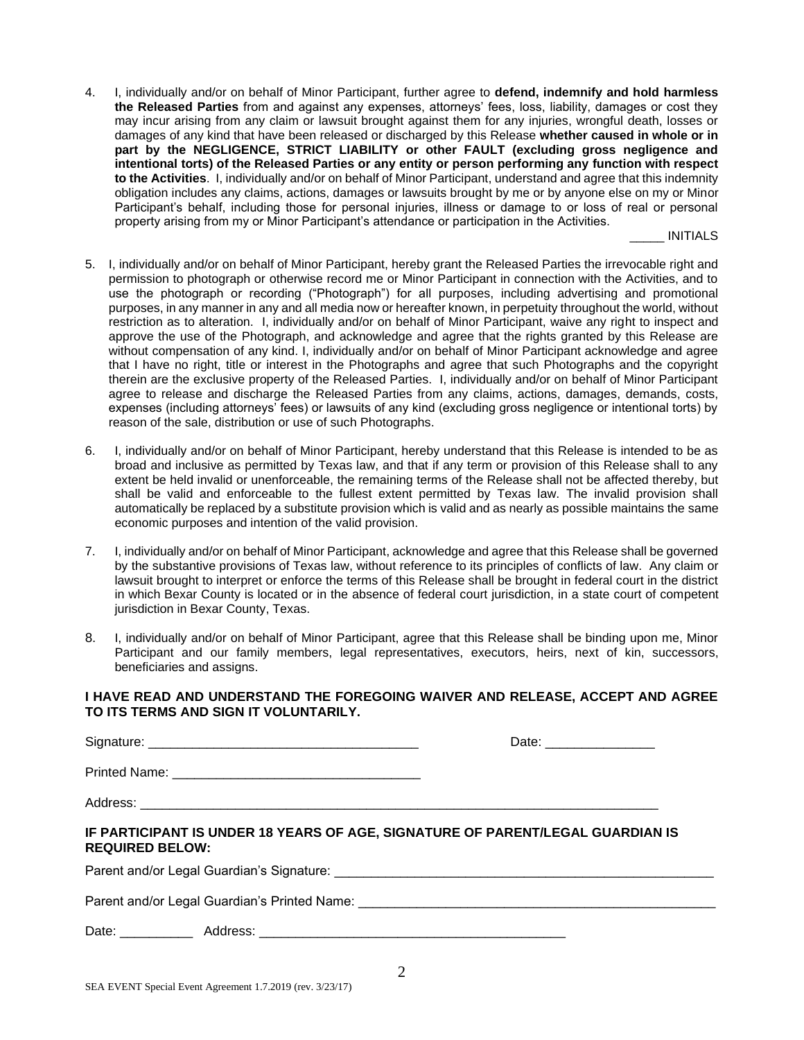4. I, individually and/or on behalf of Minor Participant, further agree to **defend, indemnify and hold harmless the Released Parties** from and against any expenses, attorneys' fees, loss, liability, damages or cost they may incur arising from any claim or lawsuit brought against them for any injuries, wrongful death, losses or damages of any kind that have been released or discharged by this Release **whether caused in whole or in part by the NEGLIGENCE, STRICT LIABILITY or other FAULT (excluding gross negligence and intentional torts) of the Released Parties or any entity or person performing any function with respect to the Activities**. I, individually and/or on behalf of Minor Participant, understand and agree that this indemnity obligation includes any claims, actions, damages or lawsuits brought by me or by anyone else on my or Minor Participant's behalf, including those for personal injuries, illness or damage to or loss of real or personal property arising from my or Minor Participant's attendance or participation in the Activities.

_____ INITIALS

5. I, individually and/or on behalf of Minor Participant, hereby grant the Released Parties the irrevocable right and permission to photograph or otherwise record me or Minor Participant in connection with the Activities, and to use the photograph or recording ("Photograph") for all purposes, including advertising and promotional purposes, in any manner in any and all media now or hereafter known, in perpetuity throughout the world, without restriction as to alteration. I, individually and/or on behalf of Minor Participant, waive any right to inspect and approve the use of the Photograph, and acknowledge and agree that the rights granted by this Release are without compensation of any kind. I, individually and/or on behalf of Minor Participant acknowledge and agree that I have no right, title or interest in the Photographs and agree that such Photographs and the copyright therein are the exclusive property of the Released Parties. I, individually and/or on behalf of Minor Participant agree to release and discharge the Released Parties from any claims, actions, damages, demands, costs, expenses (including attorneys' fees) or lawsuits of any kind (excluding gross negligence or intentional torts) by reason of the sale, distribution or use of such Photographs.

6. I, individually and/or on behalf of Minor Participant, hereby understand that this Release is intended to be as broad and inclusive as permitted by Texas law, and that if any term or provision of this Release shall to any extent be held invalid or unenforceable, the remaining terms of the Release shall not be affected thereby, but shall be valid and enforceable to the fullest extent permitted by Texas law. The invalid provision shall automatically be replaced by a substitute provision which is valid and as nearly as possible maintains the same economic purposes and intention of the valid provision.

7. I, individually and/or on behalf of Minor Participant, acknowledge and agree that this Release shall be governed by the substantive provisions of Texas law, without reference to its principles of conflicts of law. Any claim or lawsuit brought to interpret or enforce the terms of this Release shall be brought in federal court in the district in which Bexar County is located or in the absence of federal court jurisdiction, in a state court of competent jurisdiction in Bexar County, Texas.

8. I, individually and/or on behalf of Minor Participant, agree that this Release shall be binding upon me, Minor Participant and our family members, legal representatives, executors, heirs, next of kin, successors, beneficiaries and assigns.

**I HAVE READ AND UNDERSTAND THE FOREGOING WAIVER AND RELEASE, ACCEPT AND AGREE TO ITS TERMS AND SIGN IT VOLUNTARILY.**

Signature: _____________________________________ Date: _______________

Printed Name: __________________________________

Address: ___________________________________________________________________________

**IF PARTICIPANT IS UNDER 18 YEARS OF AGE, SIGNATURE OF PARENT/LEGAL GUARDIAN IS REQUIRED BELOW:**

Parent and/or Legal Guardian's Signature: ______________________________________________________

Parent and/or Legal Guardian's Printed Name: ___________________________________________________

Date: __________ Address: __________________________________________

SEA EVENT Special Event Agreement 1.7.2019 (rev. 3/23/17)